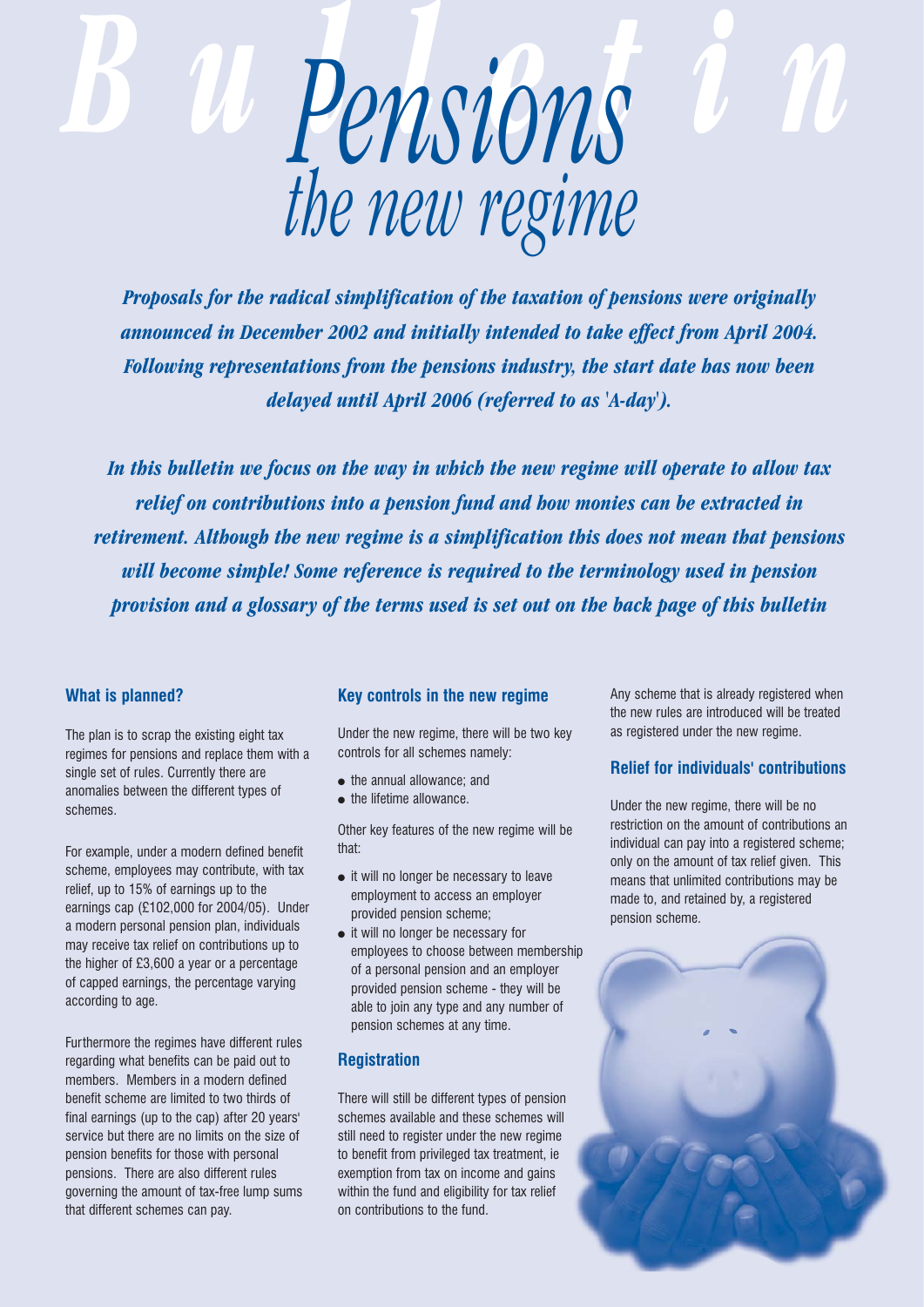# Pensions
## *the new regime*

***Proposals for the radical simplification of the taxation of pensions were originally announced in December 2002 and initially intended to take effect from April 2004. Following representations from the pensions industry, the start date has now been delayed until April 2006 (referred to as 'A-day').***

***In this bulletin we focus on the way in which the new regime will operate to allow tax relief on contributions into a pension fund and how monies can be extracted in retirement. Although the new regime is a simplification this does not mean that pensions will become simple! Some reference is required to the terminology used in pension provision and a glossary of the terms used is set out on the back page of this bulletin***

### What is planned?

The plan is to scrap the existing eight tax regimes for pensions and replace them with a single set of rules. Currently there are anomalies between the different types of schemes.

For example, under a modern defined benefit scheme, employees may contribute, with tax relief, up to 15% of earnings up to the earnings cap (£102,000 for 2004/05). Under a modern personal pension plan, individuals may receive tax relief on contributions up to the higher of £3,600 a year or a percentage of capped earnings, the percentage varying according to age.

Furthermore the regimes have different rules regarding what benefits can be paid out to members. Members in a modern defined benefit scheme are limited to two thirds of final earnings (up to the cap) after 20 years' service but there are no limits on the size of pension benefits for those with personal pensions. There are also different rules governing the amount of tax-free lump sums that different schemes can pay.

### Key controls in the new regime

Under the new regime, there will be two key controls for all schemes namely:

- the annual allowance; and
- the lifetime allowance.

Other key features of the new regime will be that:

- it will no longer be necessary to leave employment to access an employer provided pension scheme;
- it will no longer be necessary for employees to choose between membership of a personal pension and an employer provided pension scheme - they will be able to join any type and any number of pension schemes at any time.

### Registration

There will still be different types of pension schemes available and these schemes will still need to register under the new regime to benefit from privileged tax treatment, ie exemption from tax on income and gains within the fund and eligibility for tax relief on contributions to the fund.

Any scheme that is already registered when the new rules are introduced will be treated as registered under the new regime.

### Relief for individuals' contributions

Under the new regime, there will be no restriction on the amount of contributions an individual can pay into a registered scheme; only on the amount of tax relief given. This means that unlimited contributions may be made to, and retained by, a registered pension scheme.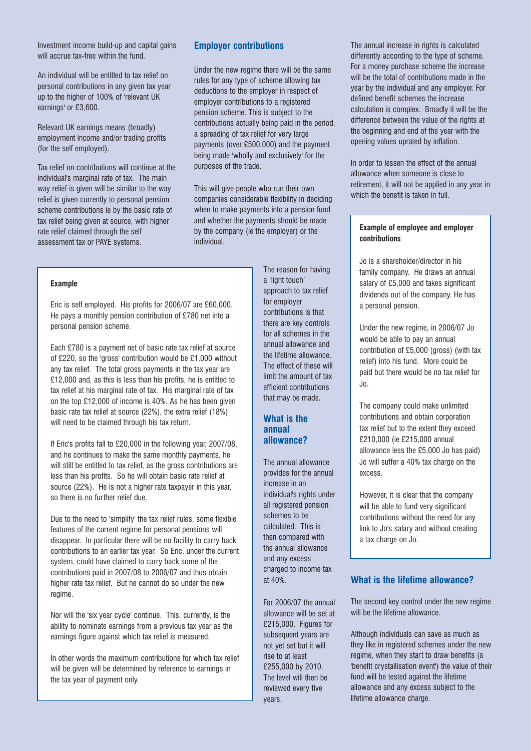Investment income build-up and capital gains will accrue tax-free within the fund.

An individual will be entitled to tax relief on personal contributions in any given tax year up to the higher of 100% of 'relevant UK earnings' or £3,600.

Relevant UK earnings means (broadly) employment income and/or trading profits (for the self employed).

Tax relief on contributions will continue at the individual's marginal rate of tax. The main way relief is given will be similar to the way relief is given currently to personal pension scheme contributions ie by the basic rate of tax relief being given at source, with higher rate relief claimed through the self assessment tax or PAYE systems.

## Employer contributions

Under the new regime there will be the same rules for any type of scheme allowing tax deductions to the employer in respect of employer contributions to a registered pension scheme. This is subject to the contributions actually being paid in the period, a spreading of tax relief for very large payments (over £500,000) and the payment being made 'wholly and exclusively' for the purposes of the trade.

This will give people who run their own companies considerable flexibility in deciding when to make payments into a pension fund and whether the payments should be made by the company (ie the employer) or the individual.

**Example**

Eric is self employed. His profits for 2006/07 are £60,000. He pays a monthly pension contribution of £780 net into a personal pension scheme.

Each £780 is a payment net of basic rate tax relief at source of £220, so the 'gross' contribution would be £1,000 without any tax relief. The total gross payments in the tax year are £12,000 and, as this is less than his profits, he is entitled to tax relief at his marginal rate of tax. His marginal rate of tax on the top £12,000 of income is 40%. As he has been given basic rate tax relief at source (22%), the extra relief (18%) will need to be claimed through his tax return.

If Eric's profits fall to £20,000 in the following year, 2007/08, and he continues to make the same monthly payments, he will still be entitled to tax relief, as the gross contributions are less than his profits. So he will obtain basic rate relief at source (22%). He is not a higher rate taxpayer in this year, so there is no further relief due.

Due to the need to 'simplify' the tax relief rules, some flexible features of the current regime for personal pensions will disappear. In particular there will be no facility to carry back contributions to an earlier tax year. So Eric, under the current system, could have claimed to carry back some of the contributions paid in 2007/08 to 2006/07 and thus obtain higher rate tax relief. But he cannot do so under the new regime.

Nor will the 'six year cycle' continue. This, currently, is the ability to nominate earnings from a previous tax year as the earnings figure against which tax relief is measured.

In other words the maximum contributions for which tax relief will be given will be determined by reference to earnings in the tax year of payment only.

The reason for having a 'light touch' approach to tax relief for employer contributions is that there are key controls for all schemes in the annual allowance and the lifetime allowance. The effect of these will limit the amount of tax efficient contributions that may be made.

## What is the annual allowance?

The annual allowance provides for the annual increase in an individual's rights under all registered pension schemes to be calculated. This is then compared with the annual allowance and any excess charged to income tax at 40%.

For 2006/07 the annual allowance will be set at £215,000. Figures for subsequent years are not yet set but it will rise to at least £255,000 by 2010. The level will then be reviewed every five years.

The annual increase in rights is calculated differently according to the type of scheme. For a money purchase scheme the increase will be the total of contributions made in the year by the individual and any employer. For defined benefit schemes the increase calculation is complex. Broadly it will be the difference between the value of the rights at the beginning and end of the year with the opening values uprated by inflation.

In order to lessen the effect of the annual allowance when someone is close to retirement, it will not be applied in any year in which the benefit is taken in full.

**Example of employee and employer contributions**

Jo is a shareholder/director in his family company. He draws an annual salary of £5,000 and takes significant dividends out of the company. He has a personal pension.

Under the new regime, in 2006/07 Jo would be able to pay an annual contribution of £5,000 (gross) (with tax relief) into his fund. More could be paid but there would be no tax relief for Jo.

The company could make unlimited contributions and obtain corporation tax relief but to the extent they exceed £210,000 (ie £215,000 annual allowance less the £5,000 Jo has paid) Jo will suffer a 40% tax charge on the excess.

However, it is clear that the company will be able to fund very significant contributions without the need for any link to Jo's salary and without creating a tax charge on Jo.

## What is the lifetime allowance?

The second key control under the new regime will be the lifetime allowance.

Although individuals can save as much as they like in registered schemes under the new regime, when they start to draw benefits (a 'benefit crystallisation event') the value of their fund will be tested against the lifetime allowance and any excess subject to the lifetime allowance charge.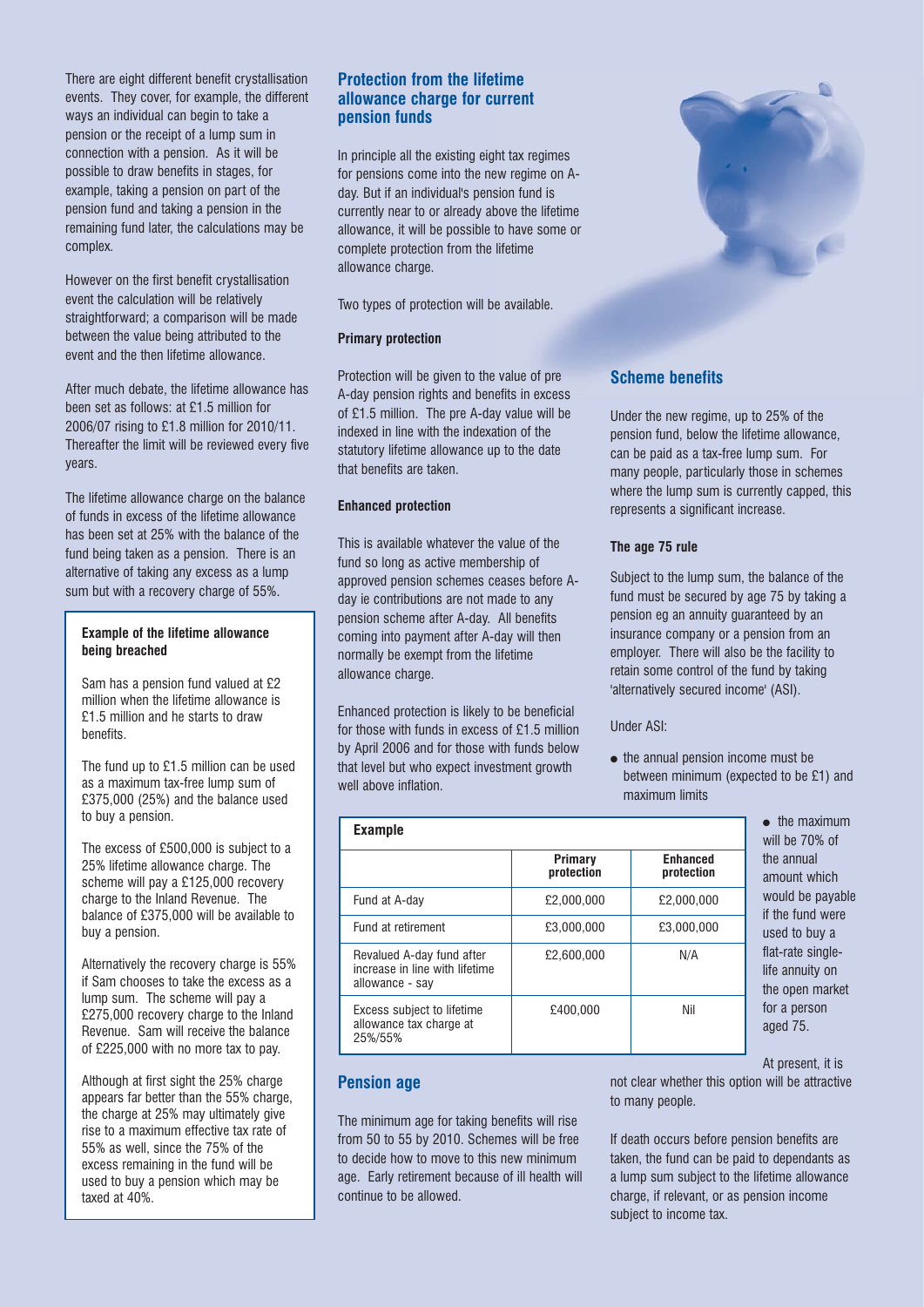There are eight different benefit crystallisation events. They cover, for example, the different ways an individual can begin to take a pension or the receipt of a lump sum in connection with a pension. As it will be possible to draw benefits in stages, for example, taking a pension on part of the pension fund and taking a pension in the remaining fund later, the calculations may be complex.

However on the first benefit crystallisation event the calculation will be relatively straightforward; a comparison will be made between the value being attributed to the event and the then lifetime allowance.

After much debate, the lifetime allowance has been set as follows: at £1.5 million for 2006/07 rising to £1.8 million for 2010/11. Thereafter the limit will be reviewed every five years.

The lifetime allowance charge on the balance of funds in excess of the lifetime allowance has been set at 25% with the balance of the fund being taken as a pension. There is an alternative of taking any excess as a lump sum but with a recovery charge of 55%.

> **Example of the lifetime allowance being breached**
>
> Sam has a pension fund valued at £2 million when the lifetime allowance is £1.5 million and he starts to draw benefits.
>
> The fund up to £1.5 million can be used as a maximum tax-free lump sum of £375,000 (25%) and the balance used to buy a pension.
>
> The excess of £500,000 is subject to a 25% lifetime allowance charge. The scheme will pay a £125,000 recovery charge to the Inland Revenue. The balance of £375,000 will be available to buy a pension.
>
> Alternatively the recovery charge is 55% if Sam chooses to take the excess as a lump sum. The scheme will pay a £275,000 recovery charge to the Inland Revenue. Sam will receive the balance of £225,000 with no more tax to pay.
>
> Although at first sight the 25% charge appears far better than the 55% charge, the charge at 25% may ultimately give rise to a maximum effective tax rate of 55% as well, since the 75% of the excess remaining in the fund will be used to buy a pension which may be taxed at 40%.

## Protection from the lifetime allowance charge for current pension funds

In principle all the existing eight tax regimes for pensions come into the new regime on A-day. But if an individual's pension fund is currently near to or already above the lifetime allowance, it will be possible to have some or complete protection from the lifetime allowance charge.

Two types of protection will be available.

### Primary protection

Protection will be given to the value of pre A-day pension rights and benefits in excess of £1.5 million. The pre A-day value will be indexed in line with the indexation of the statutory lifetime allowance up to the date that benefits are taken.

### Enhanced protection

This is available whatever the value of the fund so long as active membership of approved pension schemes ceases before A-day ie contributions are not made to any pension scheme after A-day. All benefits coming into payment after A-day will then normally be exempt from the lifetime allowance charge.

Enhanced protection is likely to be beneficial for those with funds in excess of £1.5 million by April 2006 and for those with funds below that level but who expect investment growth well above inflation.

**Example**

| | Primary protection | Enhanced protection |
|---|---|---|
| Fund at A-day | £2,000,000 | £2,000,000 |
| Fund at retirement | £3,000,000 | £3,000,000 |
| Revalued A-day fund after increase in line with lifetime allowance - say | £2,600,000 | N/A |
| Excess subject to lifetime allowance tax charge at 25%/55% | £400,000 | Nil |

## Pension age

The minimum age for taking benefits will rise from 50 to 55 by 2010. Schemes will be free to decide how to move to this new minimum age. Early retirement because of ill health will continue to be allowed.

## Scheme benefits

Under the new regime, up to 25% of the pension fund, below the lifetime allowance, can be paid as a tax-free lump sum. For many people, particularly those in schemes where the lump sum is currently capped, this represents a significant increase.

### The age 75 rule

Subject to the lump sum, the balance of the fund must be secured by age 75 by taking a pension eg an annuity guaranteed by an insurance company or a pension from an employer. There will also be the facility to retain some control of the fund by taking 'alternatively secured income' (ASI).

Under ASI:

- the annual pension income must be between minimum (expected to be £1) and maximum limits
- the maximum will be 70% of the annual amount which would be payable if the fund were used to buy a flat-rate single-life annuity on the open market for a person aged 75.

At present, it is not clear whether this option will be attractive to many people.

If death occurs before pension benefits are taken, the fund can be paid to dependants as a lump sum subject to the lifetime allowance charge, if relevant, or as pension income subject to income tax.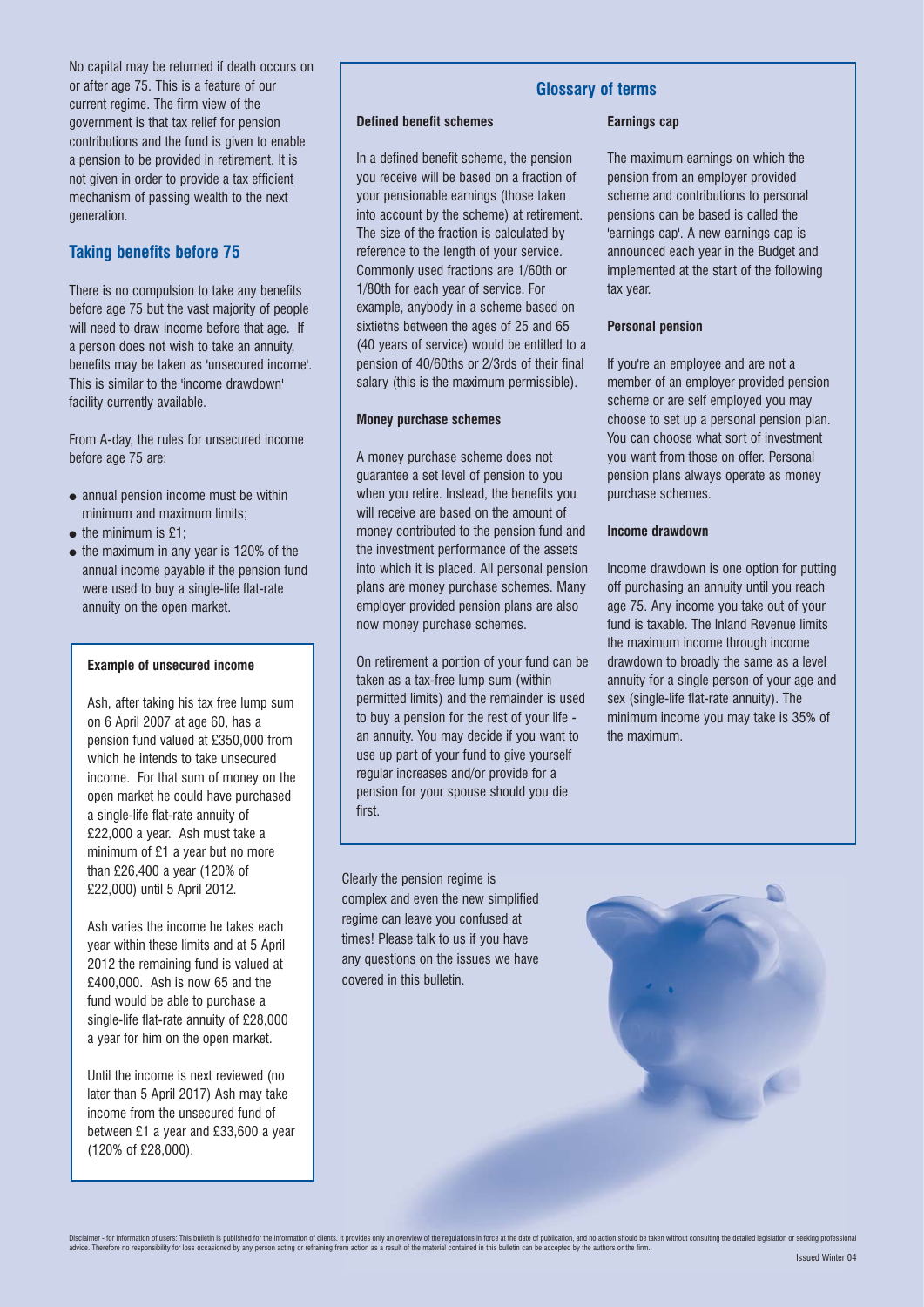No capital may be returned if death occurs on or after age 75. This is a feature of our current regime. The firm view of the government is that tax relief for pension contributions and the fund is given to enable a pension to be provided in retirement. It is not given in order to provide a tax efficient mechanism of passing wealth to the next generation.

## Taking benefits before 75

There is no compulsion to take any benefits before age 75 but the vast majority of people will need to draw income before that age. If a person does not wish to take an annuity, benefits may be taken as 'unsecured income'. This is similar to the 'income drawdown' facility currently available.

From A-day, the rules for unsecured income before age 75 are:

- annual pension income must be within minimum and maximum limits;
- the minimum is £1;
- the maximum in any year is 120% of the annual income payable if the pension fund were used to buy a single-life flat-rate annuity on the open market.

**Example of unsecured income**

Ash, after taking his tax free lump sum on 6 April 2007 at age 60, has a pension fund valued at £350,000 from which he intends to take unsecured income. For that sum of money on the open market he could have purchased a single-life flat-rate annuity of £22,000 a year. Ash must take a minimum of £1 a year but no more than £26,400 a year (120% of £22,000) until 5 April 2012.

Ash varies the income he takes each year within these limits and at 5 April 2012 the remaining fund is valued at £400,000. Ash is now 65 and the fund would be able to purchase a single-life flat-rate annuity of £28,000 a year for him on the open market.

Until the income is next reviewed (no later than 5 April 2017) Ash may take income from the unsecured fund of between £1 a year and £33,600 a year (120% of £28,000).

## Glossary of terms

**Defined benefit schemes**

In a defined benefit scheme, the pension you receive will be based on a fraction of your pensionable earnings (those taken into account by the scheme) at retirement. The size of the fraction is calculated by reference to the length of your service. Commonly used fractions are 1/60th or 1/80th for each year of service. For example, anybody in a scheme based on sixtieths between the ages of 25 and 65 (40 years of service) would be entitled to a pension of 40/60ths or 2/3rds of their final salary (this is the maximum permissible).

**Money purchase schemes**

A money purchase scheme does not guarantee a set level of pension to you when you retire. Instead, the benefits you will receive are based on the amount of money contributed to the pension fund and the investment performance of the assets into which it is placed. All personal pension plans are money purchase schemes. Many employer provided pension plans are also now money purchase schemes.

On retirement a portion of your fund can be taken as a tax-free lump sum (within permitted limits) and the remainder is used to buy a pension for the rest of your life - an annuity. You may decide if you want to use up part of your fund to give yourself regular increases and/or provide for a pension for your spouse should you die first.

**Earnings cap**

The maximum earnings on which the pension from an employer provided scheme and contributions to personal pensions can be based is called the 'earnings cap'. A new earnings cap is announced each year in the Budget and implemented at the start of the following tax year.

**Personal pension**

If you're an employee and are not a member of an employer provided pension scheme or are self employed you may choose to set up a personal pension plan. You can choose what sort of investment you want from those on offer. Personal pension plans always operate as money purchase schemes.

**Income drawdown**

Income drawdown is one option for putting off purchasing an annuity until you reach age 75. Any income you take out of your fund is taxable. The Inland Revenue limits the maximum income through income drawdown to broadly the same as a level annuity for a single person of your age and sex (single-life flat-rate annuity). The minimum income you may take is 35% of the maximum.

Clearly the pension regime is complex and even the new simplified regime can leave you confused at times! Please talk to us if you have any questions on the issues we have covered in this bulletin.

Disclaimer - for information of users: This bulletin is published for the information of clients. It provides only an overview of the regulations in force at the date of publication, and no action should be taken without consulting the detailed legislation or seeking professional advice. Therefore no responsibility for loss occasioned by any person acting or refraining from action as a result of the material contained in this bulletin can be accepted by the authors or the firm.

Issued Winter 04